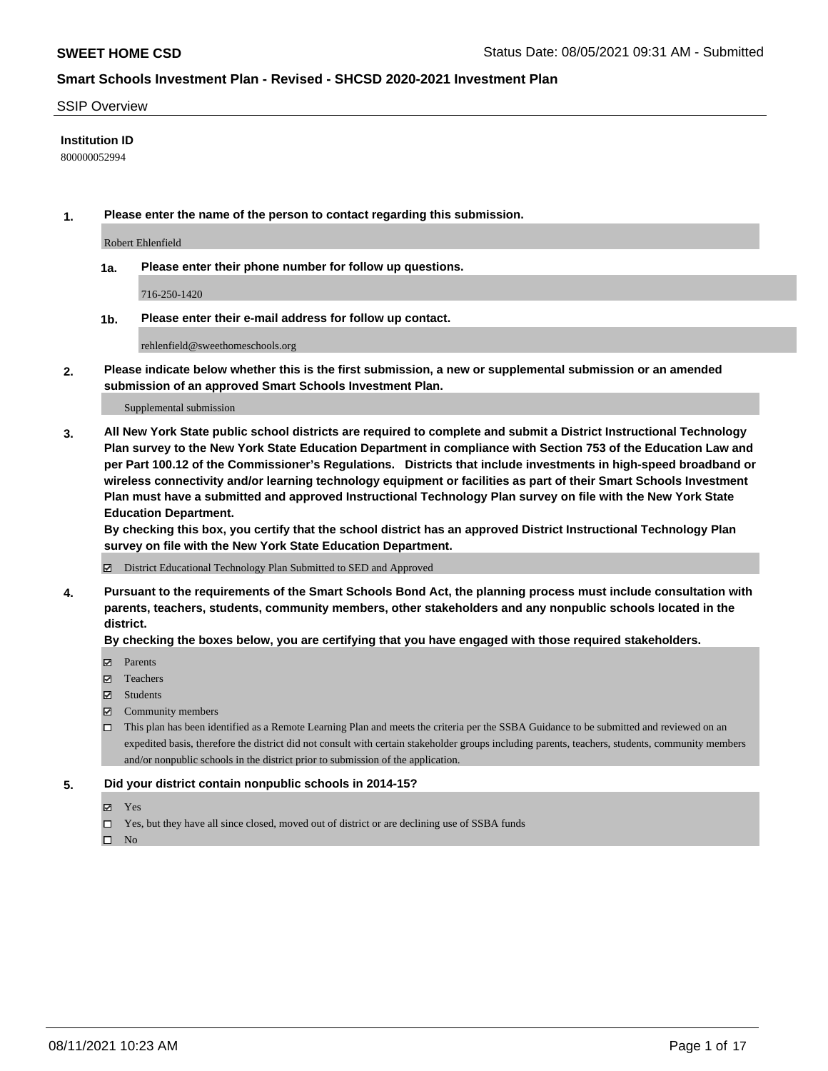**SWEET HOME CSD**

Status Date: 08/05/2021 09:31 AM - Submitted

## Smart Schools Investment Plan - Revised - SHCSD 2020-2021 Investment Plan

SSIP Overview

**Institution ID**

800000052994

**1. Please enter the name of the person to contact regarding this submission.**

Robert Ehlenfield

**1a. Please enter their phone number for follow up questions.**

716-250-1420

**1b. Please enter their e-mail address for follow up contact.**

rehlenfield@sweethomeschools.org

**2. Please indicate below whether this is the first submission, a new or supplemental submission or an amended submission of an approved Smart Schools Investment Plan.**

Supplemental submission

**3. All New York State public school districts are required to complete and submit a District Instructional Technology Plan survey to the New York State Education Department in compliance with Section 753 of the Education Law and per Part 100.12 of the Commissioner's Regulations. Districts that include investments in high-speed broadband or wireless connectivity and/or learning technology equipment or facilities as part of their Smart Schools Investment Plan must have a submitted and approved Instructional Technology Plan survey on file with the New York State Education Department.**

**By checking this box, you certify that the school district has an approved District Instructional Technology Plan survey on file with the New York State Education Department.**

- [x] District Educational Technology Plan Submitted to SED and Approved

**4. Pursuant to the requirements of the Smart Schools Bond Act, the planning process must include consultation with parents, teachers, students, community members, other stakeholders and any nonpublic schools located in the district.**

**By checking the boxes below, you are certifying that you have engaged with those required stakeholders.**

- [x] Parents
- [x] Teachers
- [x] Students
- [x] Community members
- [ ] This plan has been identified as a Remote Learning Plan and meets the criteria per the SSBA Guidance to be submitted and reviewed on an expedited basis, therefore the district did not consult with certain stakeholder groups including parents, teachers, students, community members and/or nonpublic schools in the district prior to submission of the application.

**5. Did your district contain nonpublic schools in 2014-15?**

- [x] Yes
- [ ] Yes, but they have all since closed, moved out of district or are declining use of SSBA funds
- [ ] No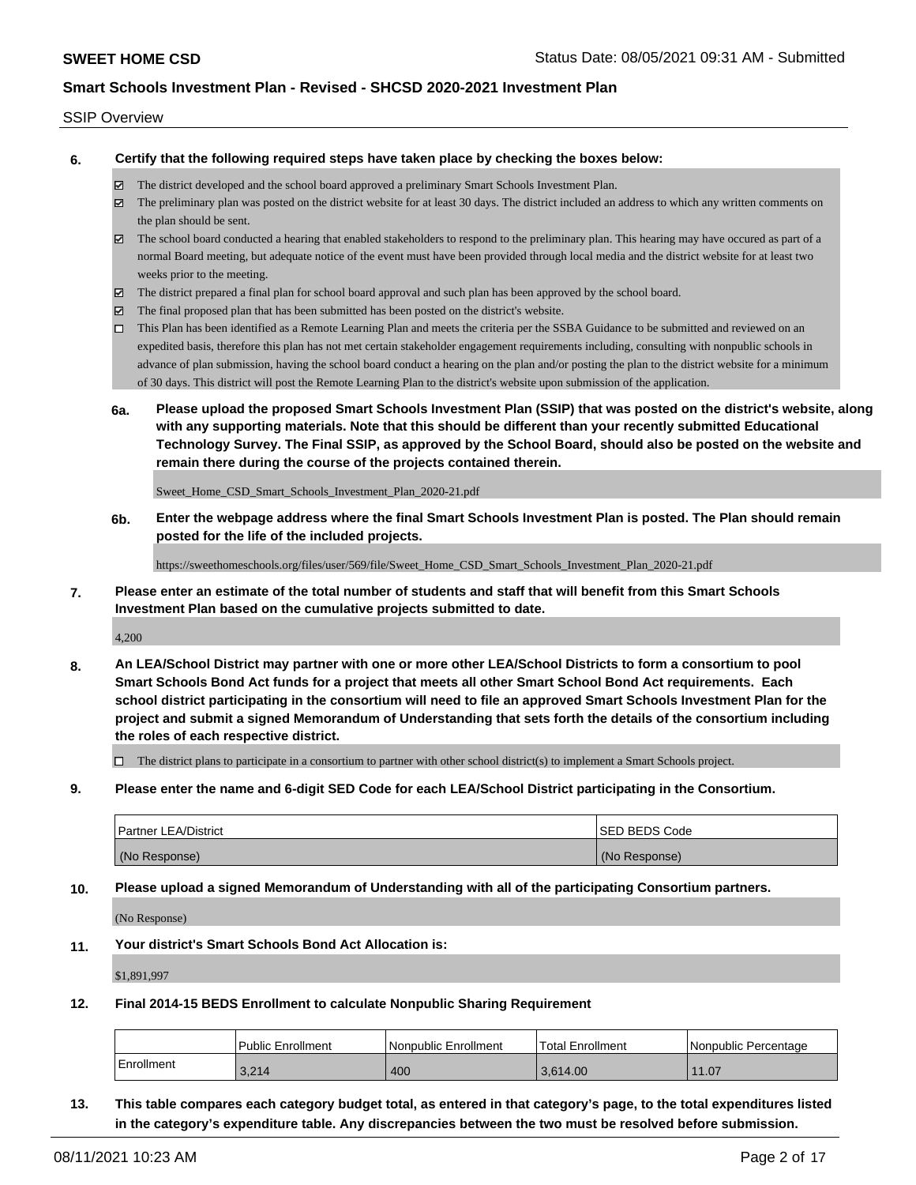SSIP Overview

**6. Certify that the following required steps have taken place by checking the boxes below:**

- ☑ The district developed and the school board approved a preliminary Smart Schools Investment Plan.
- ☑ The preliminary plan was posted on the district website for at least 30 days. The district included an address to which any written comments on the plan should be sent.
- ☑ The school board conducted a hearing that enabled stakeholders to respond to the preliminary plan. This hearing may have occured as part of a normal Board meeting, but adequate notice of the event must have been provided through local media and the district website for at least two weeks prior to the meeting.
- ☑ The district prepared a final plan for school board approval and such plan has been approved by the school board.
- ☑ The final proposed plan that has been submitted has been posted on the district's website.
- ☐ This Plan has been identified as a Remote Learning Plan and meets the criteria per the SSBA Guidance to be submitted and reviewed on an expedited basis, therefore this plan has not met certain stakeholder engagement requirements including, consulting with nonpublic schools in advance of plan submission, having the school board conduct a hearing on the plan and/or posting the plan to the district website for a minimum of 30 days. This district will post the Remote Learning Plan to the district's website upon submission of the application.

**6a. Please upload the proposed Smart Schools Investment Plan (SSIP) that was posted on the district's website, along with any supporting materials. Note that this should be different than your recently submitted Educational Technology Survey. The Final SSIP, as approved by the School Board, should also be posted on the website and remain there during the course of the projects contained therein.**

Sweet_Home_CSD_Smart_Schools_Investment_Plan_2020-21.pdf

**6b. Enter the webpage address where the final Smart Schools Investment Plan is posted. The Plan should remain posted for the life of the included projects.**

https://sweethomeschools.org/files/user/569/file/Sweet_Home_CSD_Smart_Schools_Investment_Plan_2020-21.pdf

**7. Please enter an estimate of the total number of students and staff that will benefit from this Smart Schools Investment Plan based on the cumulative projects submitted to date.**

4,200

**8. An LEA/School District may partner with one or more other LEA/School Districts to form a consortium to pool Smart Schools Bond Act funds for a project that meets all other Smart School Bond Act requirements. Each school district participating in the consortium will need to file an approved Smart Schools Investment Plan for the project and submit a signed Memorandum of Understanding that sets forth the details of the consortium including the roles of each respective district.**

- ☐ The district plans to participate in a consortium to partner with other school district(s) to implement a Smart Schools project.

**9. Please enter the name and 6-digit SED Code for each LEA/School District participating in the Consortium.**

| Partner LEA/District | SED BEDS Code |
|---|---|
| (No Response) | (No Response) |

**10. Please upload a signed Memorandum of Understanding with all of the participating Consortium partners.**

(No Response)

**11. Your district's Smart Schools Bond Act Allocation is:**

$1,891,997

**12. Final 2014-15 BEDS Enrollment to calculate Nonpublic Sharing Requirement**

| | Public Enrollment | Nonpublic Enrollment | Total Enrollment | Nonpublic Percentage |
|---|---|---|---|---|
| Enrollment | 3,214 | 400 | 3,614.00 | 11.07 |

**13. This table compares each category budget total, as entered in that category's page, to the total expenditures listed in the category's expenditure table. Any discrepancies between the two must be resolved before submission.**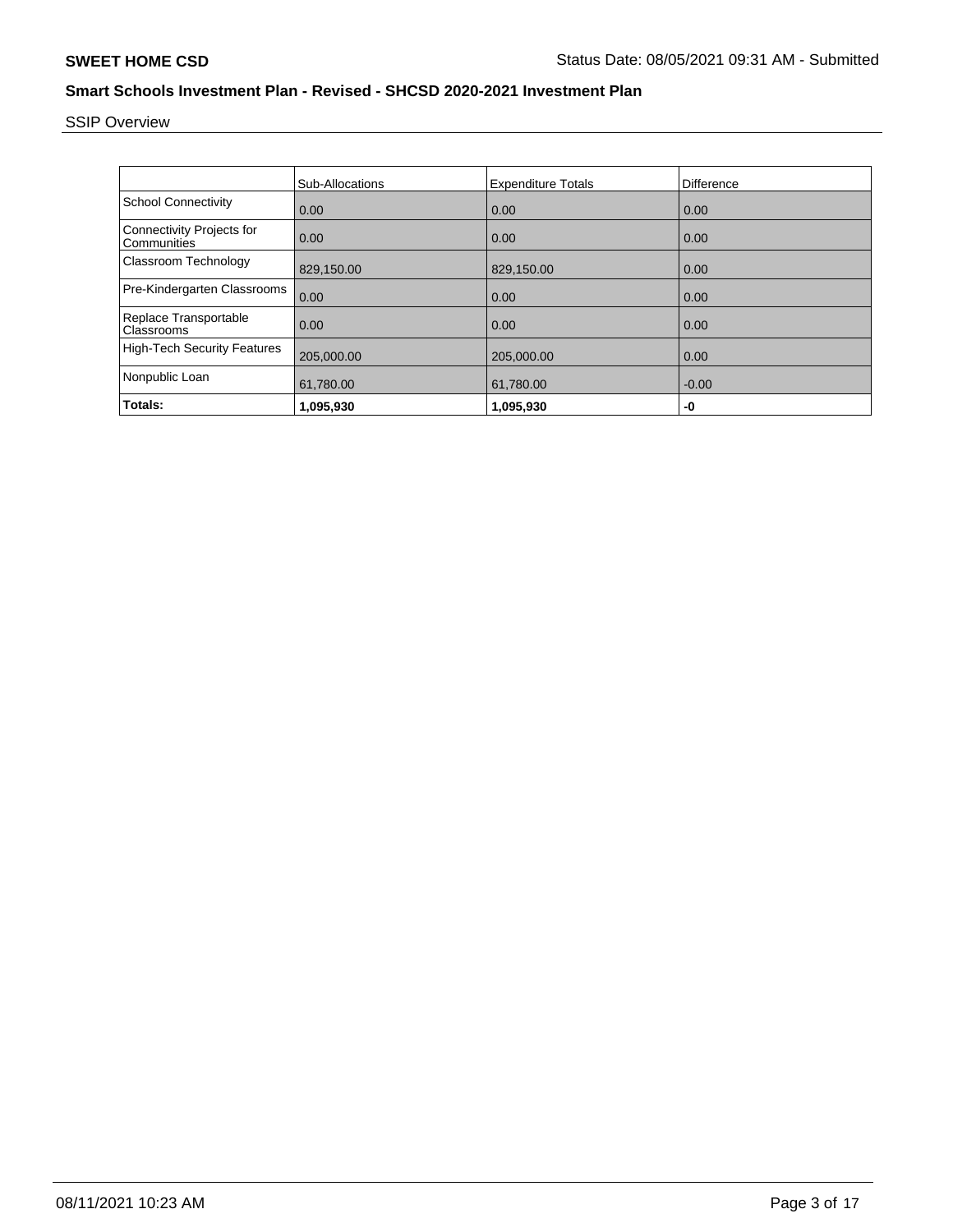**SWEET HOME CSD**

Status Date: 08/05/2021 09:31 AM - Submitted

## Smart Schools Investment Plan - Revised - SHCSD 2020-2021 Investment Plan

SSIP Overview

| | Sub-Allocations | Expenditure Totals | Difference |
|---|---|---|---|
| School Connectivity | 0.00 | 0.00 | 0.00 |
| Connectivity Projects for Communities | 0.00 | 0.00 | 0.00 |
| Classroom Technology | 829,150.00 | 829,150.00 | 0.00 |
| Pre-Kindergarten Classrooms | 0.00 | 0.00 | 0.00 |
| Replace Transportable Classrooms | 0.00 | 0.00 | 0.00 |
| High-Tech Security Features | 205,000.00 | 205,000.00 | 0.00 |
| Nonpublic Loan | 61,780.00 | 61,780.00 | -0.00 |
| **Totals:** | **1,095,930** | **1,095,930** | **-0** |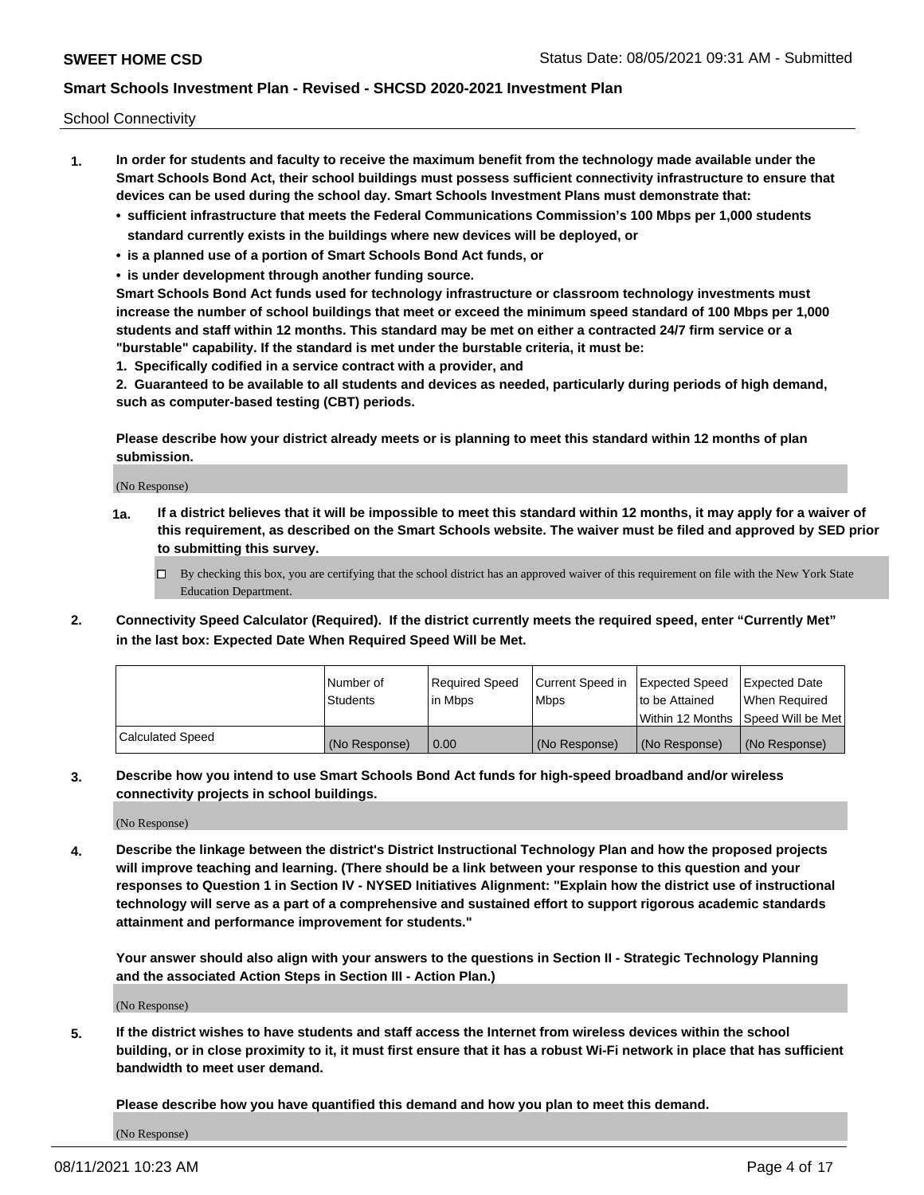School Connectivity

1. **In order for students and faculty to receive the maximum benefit from the technology made available under the Smart Schools Bond Act, their school buildings must possess sufficient connectivity infrastructure to ensure that devices can be used during the school day. Smart Schools Investment Plans must demonstrate that:**
   - **sufficient infrastructure that meets the Federal Communications Commission's 100 Mbps per 1,000 students standard currently exists in the buildings where new devices will be deployed, or**
   - **is a planned use of a portion of Smart Schools Bond Act funds, or**
   - **is under development through another funding source.**

   **Smart Schools Bond Act funds used for technology infrastructure or classroom technology investments must increase the number of school buildings that meet or exceed the minimum speed standard of 100 Mbps per 1,000 students and staff within 12 months. This standard may be met on either a contracted 24/7 firm service or a "burstable" capability. If the standard is met under the burstable criteria, it must be:**

   **1. Specifically codified in a service contract with a provider, and**

   **2. Guaranteed to be available to all students and devices as needed, particularly during periods of high demand, such as computer-based testing (CBT) periods.**

   **Please describe how your district already meets or is planning to meet this standard within 12 months of plan submission.**

   (No Response)

   **1a. If a district believes that it will be impossible to meet this standard within 12 months, it may apply for a waiver of this requirement, as described on the Smart Schools website. The waiver must be filed and approved by SED prior to submitting this survey.**

   ☐ By checking this box, you are certifying that the school district has an approved waiver of this requirement on file with the New York State Education Department.

2. **Connectivity Speed Calculator (Required). If the district currently meets the required speed, enter "Currently Met" in the last box: Expected Date When Required Speed Will be Met.**

| | Number of Students | Required Speed in Mbps | Current Speed in Mbps | Expected Speed to be Attained Within 12 Months | Expected Date When Required Speed Will be Met |
|---|---|---|---|---|---|
| Calculated Speed | (No Response) | 0.00 | (No Response) | (No Response) | (No Response) |

3. **Describe how you intend to use Smart Schools Bond Act funds for high-speed broadband and/or wireless connectivity projects in school buildings.**

   (No Response)

4. **Describe the linkage between the district's District Instructional Technology Plan and how the proposed projects will improve teaching and learning. (There should be a link between your response to this question and your responses to Question 1 in Section IV - NYSED Initiatives Alignment: "Explain how the district use of instructional technology will serve as a part of a comprehensive and sustained effort to support rigorous academic standards attainment and performance improvement for students."**

   **Your answer should also align with your answers to the questions in Section II - Strategic Technology Planning and the associated Action Steps in Section III - Action Plan.)**

   (No Response)

5. **If the district wishes to have students and staff access the Internet from wireless devices within the school building, or in close proximity to it, it must first ensure that it has a robust Wi-Fi network in place that has sufficient bandwidth to meet user demand.**

   **Please describe how you have quantified this demand and how you plan to meet this demand.**

   (No Response)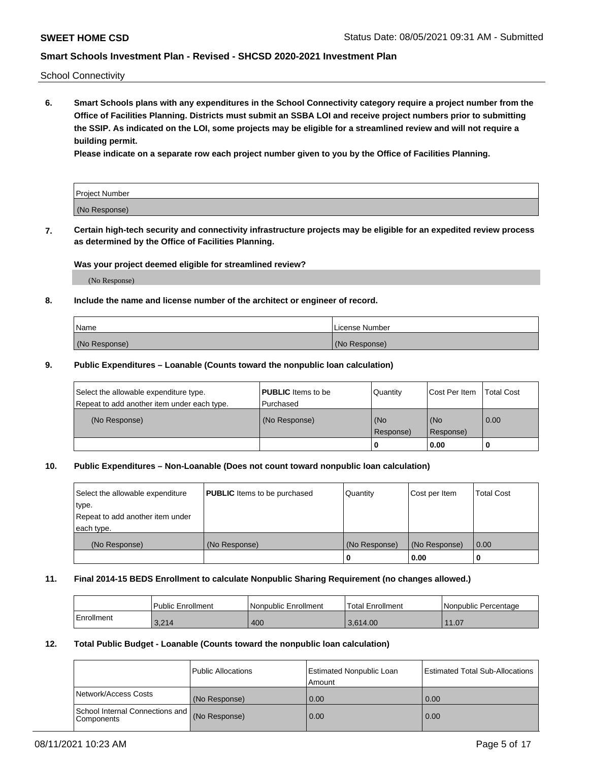School Connectivity

**6. Smart Schools plans with any expenditures in the School Connectivity category require a project number from the Office of Facilities Planning. Districts must submit an SSBA LOI and receive project numbers prior to submitting the SSIP. As indicated on the LOI, some projects may be eligible for a streamlined review and will not require a building permit.**

**Please indicate on a separate row each project number given to you by the Office of Facilities Planning.**

| Project Number |
| --- |
| (No Response) |

**7. Certain high-tech security and connectivity infrastructure projects may be eligible for an expedited review process as determined by the Office of Facilities Planning.**

**Was your project deemed eligible for streamlined review?**

(No Response)

**8. Include the name and license number of the architect or engineer of record.**

| Name | License Number |
| --- | --- |
| (No Response) | (No Response) |

**9. Public Expenditures – Loanable (Counts toward the nonpublic loan calculation)**

| Select the allowable expenditure type. Repeat to add another item under each type. | **PUBLIC** Items to be Purchased | Quantity | Cost Per Item | Total Cost |
| --- | --- | --- | --- | --- |
| (No Response) | (No Response) | (No Response) | (No Response) | 0.00 |
| | | 0 | 0.00 | 0 |

**10. Public Expenditures – Non-Loanable (Does not count toward nonpublic loan calculation)**

| Select the allowable expenditure type. Repeat to add another item under each type. | **PUBLIC** Items to be purchased | Quantity | Cost per Item | Total Cost |
| --- | --- | --- | --- | --- |
| (No Response) | (No Response) | (No Response) | (No Response) | 0.00 |
| | | 0 | 0.00 | 0 |

**11. Final 2014-15 BEDS Enrollment to calculate Nonpublic Sharing Requirement (no changes allowed.)**

| | Public Enrollment | Nonpublic Enrollment | Total Enrollment | Nonpublic Percentage |
| --- | --- | --- | --- | --- |
| Enrollment | 3,214 | 400 | 3,614.00 | 11.07 |

**12. Total Public Budget - Loanable (Counts toward the nonpublic loan calculation)**

| | Public Allocations | Estimated Nonpublic Loan Amount | Estimated Total Sub-Allocations |
| --- | --- | --- | --- |
| Network/Access Costs | (No Response) | 0.00 | 0.00 |
| School Internal Connections and Components | (No Response) | 0.00 | 0.00 |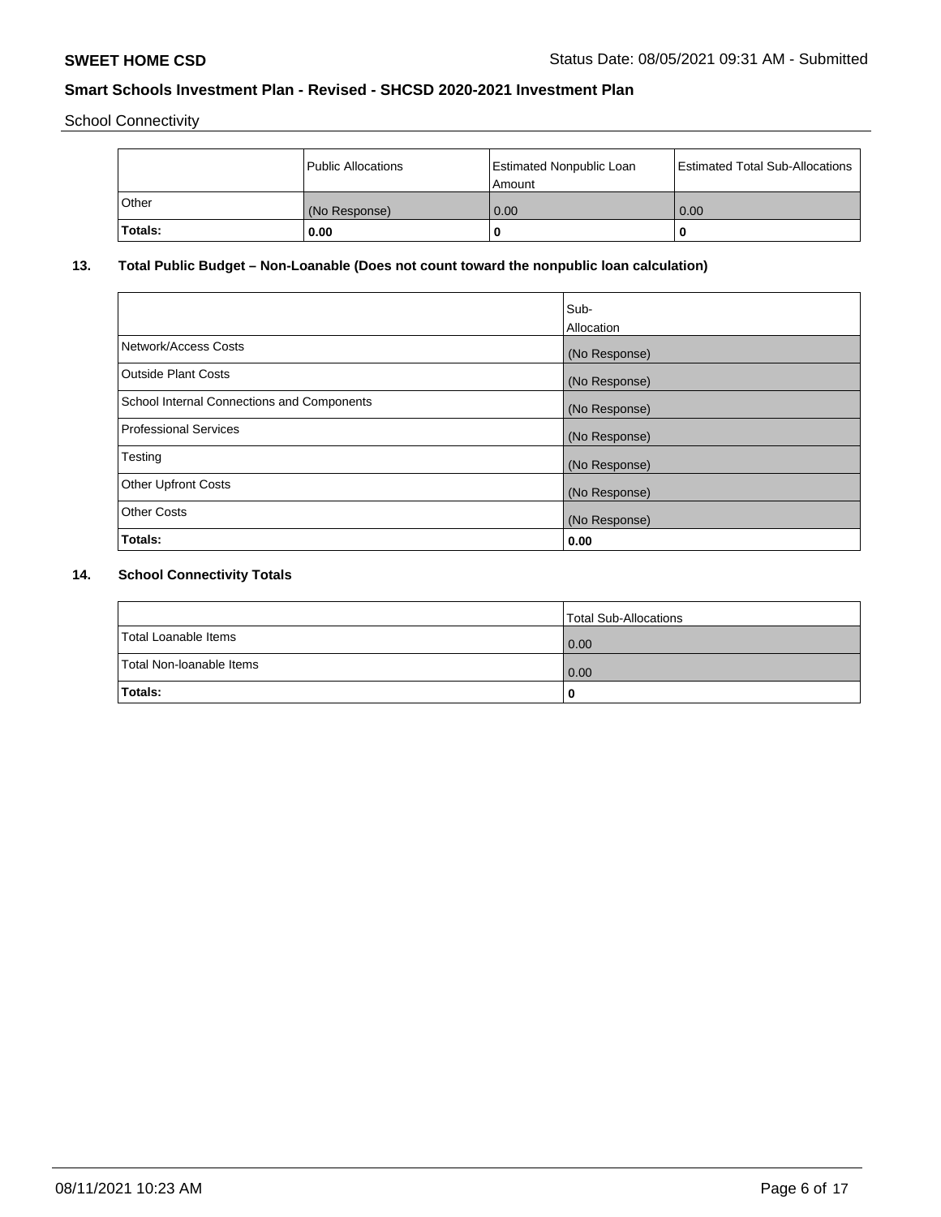School Connectivity

|  | Public Allocations | Estimated Nonpublic Loan Amount | Estimated Total Sub-Allocations |
|---|---|---|---|
| Other | (No Response) | 0.00 | 0.00 |
| **Totals:** | **0.00** | **0** | **0** |

## 13. Total Public Budget – Non-Loanable (Does not count toward the nonpublic loan calculation)

|  | Sub-Allocation |
|---|---|
| Network/Access Costs | (No Response) |
| Outside Plant Costs | (No Response) |
| School Internal Connections and Components | (No Response) |
| Professional Services | (No Response) |
| Testing | (No Response) |
| Other Upfront Costs | (No Response) |
| Other Costs | (No Response) |
| **Totals:** | **0.00** |

## 14. School Connectivity Totals

|  | Total Sub-Allocations |
|---|---|
| Total Loanable Items | 0.00 |
| Total Non-loanable Items | 0.00 |
| **Totals:** | **0** |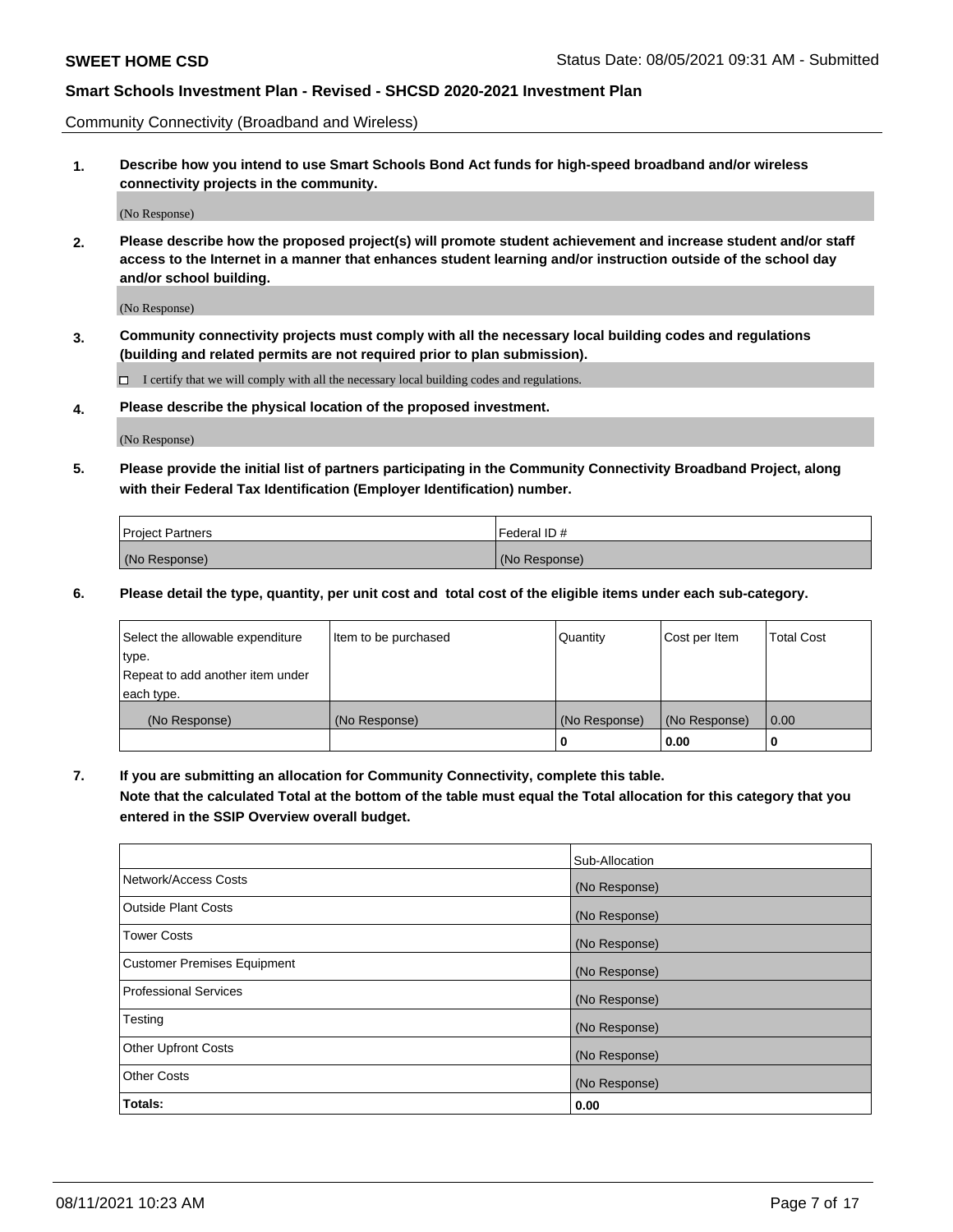Community Connectivity (Broadband and Wireless)

**1. Describe how you intend to use Smart Schools Bond Act funds for high-speed broadband and/or wireless connectivity projects in the community.**

(No Response)

**2. Please describe how the proposed project(s) will promote student achievement and increase student and/or staff access to the Internet in a manner that enhances student learning and/or instruction outside of the school day and/or school building.**

(No Response)

**3. Community connectivity projects must comply with all the necessary local building codes and regulations (building and related permits are not required prior to plan submission).**

☐ I certify that we will comply with all the necessary local building codes and regulations.

**4. Please describe the physical location of the proposed investment.**

(No Response)

**5. Please provide the initial list of partners participating in the Community Connectivity Broadband Project, along with their Federal Tax Identification (Employer Identification) number.**

| Project Partners | Federal ID # |
|---|---|
| (No Response) | (No Response) |

**6. Please detail the type, quantity, per unit cost and total cost of the eligible items under each sub-category.**

| Select the allowable expenditure type. Repeat to add another item under each type. | Item to be purchased | Quantity | Cost per Item | Total Cost |
|---|---|---|---|---|
| (No Response) | (No Response) | (No Response) | (No Response) | 0.00 |
| | | 0 | 0.00 | 0 |

**7. If you are submitting an allocation for Community Connectivity, complete this table. Note that the calculated Total at the bottom of the table must equal the Total allocation for this category that you entered in the SSIP Overview overall budget.**

| | Sub-Allocation |
|---|---|
| Network/Access Costs | (No Response) |
| Outside Plant Costs | (No Response) |
| Tower Costs | (No Response) |
| Customer Premises Equipment | (No Response) |
| Professional Services | (No Response) |
| Testing | (No Response) |
| Other Upfront Costs | (No Response) |
| Other Costs | (No Response) |
| **Totals:** | **0.00** |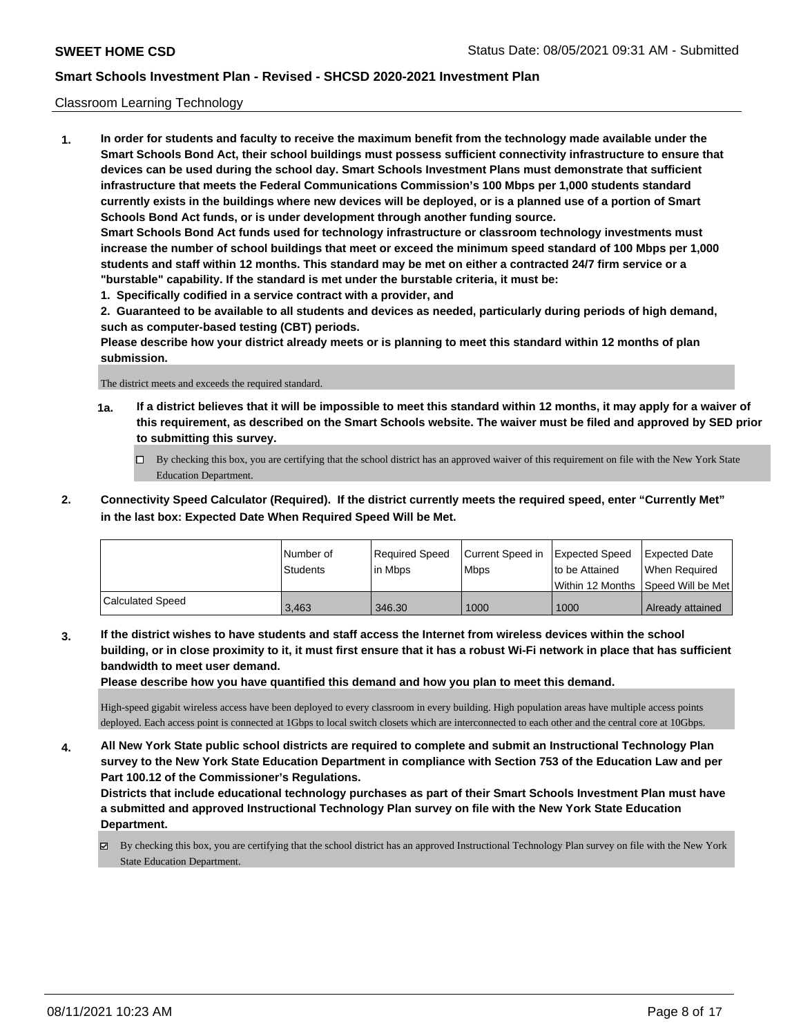Classroom Learning Technology

**1. In order for students and faculty to receive the maximum benefit from the technology made available under the Smart Schools Bond Act, their school buildings must possess sufficient connectivity infrastructure to ensure that devices can be used during the school day. Smart Schools Investment Plans must demonstrate that sufficient infrastructure that meets the Federal Communications Commission's 100 Mbps per 1,000 students standard currently exists in the buildings where new devices will be deployed, or is a planned use of a portion of Smart Schools Bond Act funds, or is under development through another funding source.**

**Smart Schools Bond Act funds used for technology infrastructure or classroom technology investments must increase the number of school buildings that meet or exceed the minimum speed standard of 100 Mbps per 1,000 students and staff within 12 months. This standard may be met on either a contracted 24/7 firm service or a "burstable" capability. If the standard is met under the burstable criteria, it must be:**

**1. Specifically codified in a service contract with a provider, and**

**2. Guaranteed to be available to all students and devices as needed, particularly during periods of high demand, such as computer-based testing (CBT) periods.**

**Please describe how your district already meets or is planning to meet this standard within 12 months of plan submission.**

The district meets and exceeds the required standard.

**1a. If a district believes that it will be impossible to meet this standard within 12 months, it may apply for a waiver of this requirement, as described on the Smart Schools website. The waiver must be filed and approved by SED prior to submitting this survey.**

☐ By checking this box, you are certifying that the school district has an approved waiver of this requirement on file with the New York State Education Department.

**2. Connectivity Speed Calculator (Required). If the district currently meets the required speed, enter "Currently Met" in the last box: Expected Date When Required Speed Will be Met.**

| | Number of Students | Required Speed in Mbps | Current Speed in Mbps | Expected Speed to be Attained Within 12 Months | Expected Date When Required Speed Will be Met |
|---|---|---|---|---|---|
| Calculated Speed | 3,463 | 346.30 | 1000 | 1000 | Already attained |

**3. If the district wishes to have students and staff access the Internet from wireless devices within the school building, or in close proximity to it, it must first ensure that it has a robust Wi-Fi network in place that has sufficient bandwidth to meet user demand.**

**Please describe how you have quantified this demand and how you plan to meet this demand.**

High-speed gigabit wireless access have been deployed to every classroom in every building. High population areas have multiple access points deployed. Each access point is connected at 1Gbps to local switch closets which are interconnected to each other and the central core at 10Gbps.

**4. All New York State public school districts are required to complete and submit an Instructional Technology Plan survey to the New York State Education Department in compliance with Section 753 of the Education Law and per Part 100.12 of the Commissioner's Regulations.**

**Districts that include educational technology purchases as part of their Smart Schools Investment Plan must have a submitted and approved Instructional Technology Plan survey on file with the New York State Education Department.**

☑ By checking this box, you are certifying that the school district has an approved Instructional Technology Plan survey on file with the New York State Education Department.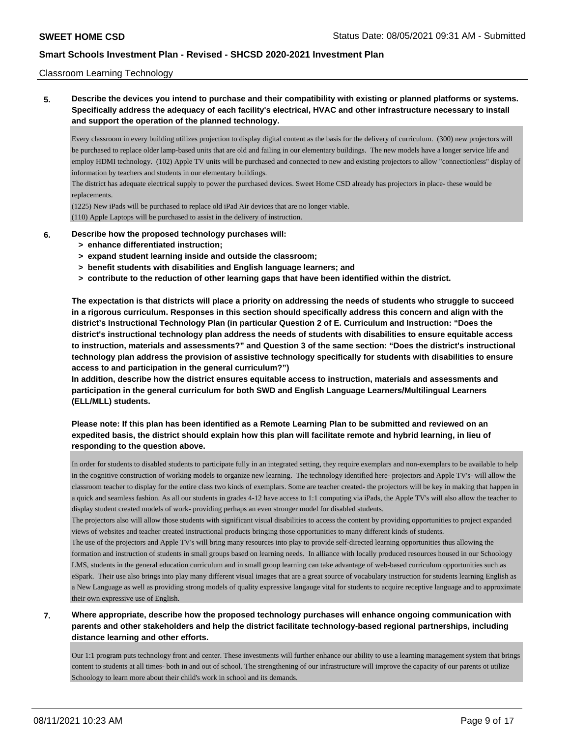Classroom Learning Technology

**5. Describe the devices you intend to purchase and their compatibility with existing or planned platforms or systems. Specifically address the adequacy of each facility's electrical, HVAC and other infrastructure necessary to install and support the operation of the planned technology.**

Every classroom in every building utilizes projection to display digital content as the basis for the delivery of curriculum. (300) new projectors will be purchased to replace older lamp-based units that are old and failing in our elementary buildings. The new models have a longer service life and employ HDMI technology. (102) Apple TV units will be purchased and connected to new and existing projectors to allow "connectionless" display of information by teachers and students in our elementary buildings.

The district has adequate electrical supply to power the purchased devices. Sweet Home CSD already has projectors in place- these would be replacements.

(1225) New iPads will be purchased to replace old iPad Air devices that are no longer viable.

(110) Apple Laptops will be purchased to assist in the delivery of instruction.

**6. Describe how the proposed technology purchases will:**

- **> enhance differentiated instruction;**
- **> expand student learning inside and outside the classroom;**
- **> benefit students with disabilities and English language learners; and**
- **> contribute to the reduction of other learning gaps that have been identified within the district.**

**The expectation is that districts will place a priority on addressing the needs of students who struggle to succeed in a rigorous curriculum. Responses in this section should specifically address this concern and align with the district's Instructional Technology Plan (in particular Question 2 of E. Curriculum and Instruction: "Does the district's instructional technology plan address the needs of students with disabilities to ensure equitable access to instruction, materials and assessments?" and Question 3 of the same section: "Does the district's instructional technology plan address the provision of assistive technology specifically for students with disabilities to ensure access to and participation in the general curriculum?")**

**In addition, describe how the district ensures equitable access to instruction, materials and assessments and participation in the general curriculum for both SWD and English Language Learners/Multilingual Learners (ELL/MLL) students.**

**Please note: If this plan has been identified as a Remote Learning Plan to be submitted and reviewed on an expedited basis, the district should explain how this plan will facilitate remote and hybrid learning, in lieu of responding to the question above.**

In order for students to disabled students to participate fully in an integrated setting, they require exemplars and non-exemplars to be available to help in the cognitive construction of working models to organize new learning. The technology identified here- projectors and Apple TV's- will allow the classroom teacher to display for the entire class two kinds of exemplars. Some are teacher created- the projectors will be key in making that happen in a quick and seamless fashion. As all our students in grades 4-12 have access to 1:1 computing via iPads, the Apple TV's will also allow the teacher to display student created models of work- providing perhaps an even stronger model for disabled students.

The projectors also will allow those students with significant visual disabilities to access the content by providing opportunities to project expanded views of websites and teacher created instructional products bringing those opportunities to many different kinds of students.

The use of the projectors and Apple TV's will bring many resources into play to provide self-directed learning opportunities thus allowing the formation and instruction of students in small groups based on learning needs. In alliance with locally produced resources housed in our Schoology LMS, students in the general education curriculum and in small group learning can take advantage of web-based curriculum opportunities such as eSpark. Their use also brings into play many different visual images that are a great source of vocabulary instruction for students learning English as a New Language as well as providing strong models of quality expressive langauge vital for students to acquire receptive language and to approximate their own expressive use of English.

**7. Where appropriate, describe how the proposed technology purchases will enhance ongoing communication with parents and other stakeholders and help the district facilitate technology-based regional partnerships, including distance learning and other efforts.**

Our 1:1 program puts technology front and center. These investments will further enhance our ability to use a learning management system that brings content to students at all times- both in and out of school. The strengthening of our infrastructure will improve the capacity of our parents ot utilize Schoology to learn more about their child's work in school and its demands.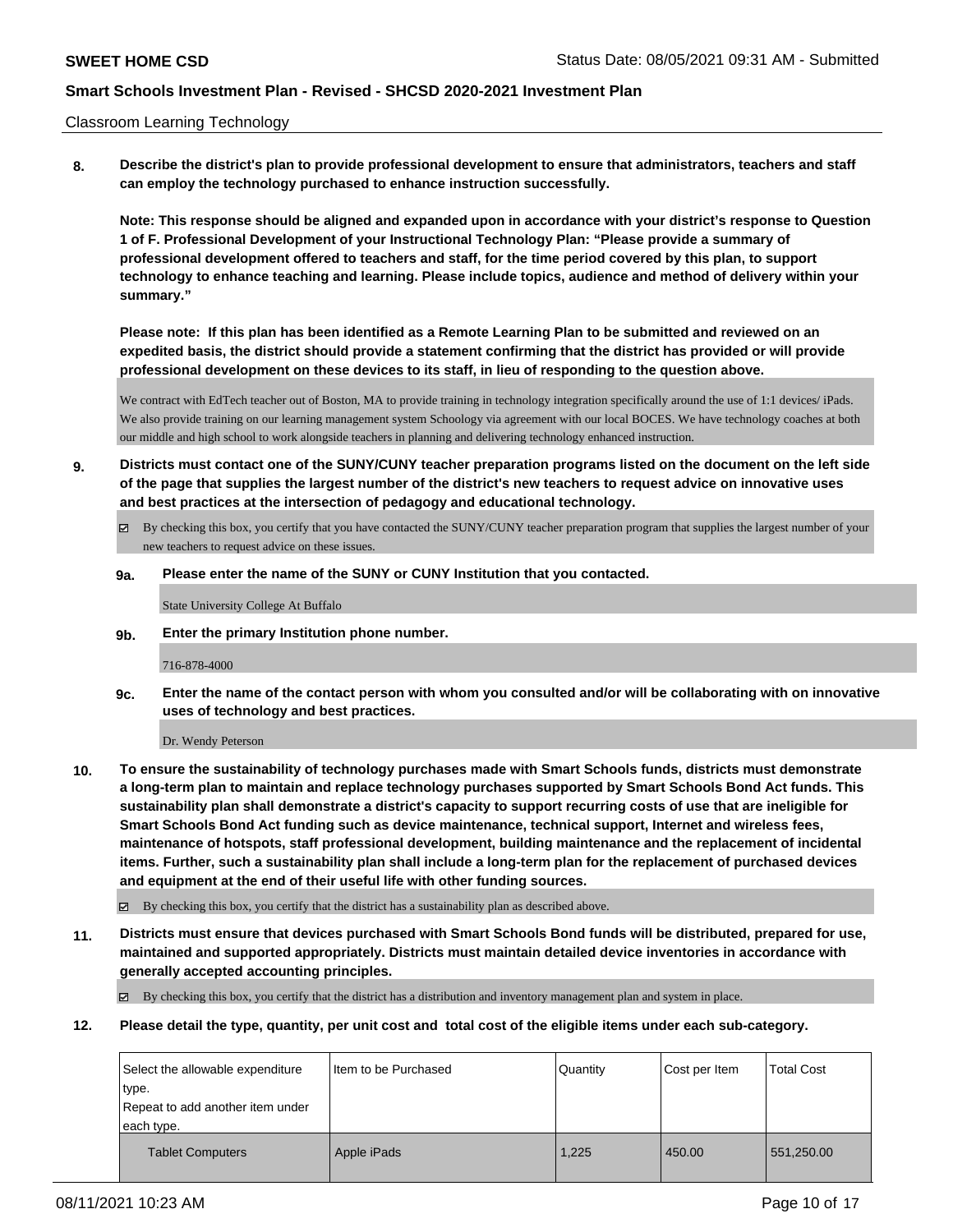Classroom Learning Technology

**8. Describe the district's plan to provide professional development to ensure that administrators, teachers and staff can employ the technology purchased to enhance instruction successfully.**

**Note: This response should be aligned and expanded upon in accordance with your district's response to Question 1 of F. Professional Development of your Instructional Technology Plan: "Please provide a summary of professional development offered to teachers and staff, for the time period covered by this plan, to support technology to enhance teaching and learning. Please include topics, audience and method of delivery within your summary."**

**Please note: If this plan has been identified as a Remote Learning Plan to be submitted and reviewed on an expedited basis, the district should provide a statement confirming that the district has provided or will provide professional development on these devices to its staff, in lieu of responding to the question above.**

We contract with EdTech teacher out of Boston, MA to provide training in technology integration specifically around the use of 1:1 devices/ iPads. We also provide training on our learning management system Schoology via agreement with our local BOCES. We have technology coaches at both our middle and high school to work alongside teachers in planning and delivering technology enhanced instruction.

**9. Districts must contact one of the SUNY/CUNY teacher preparation programs listed on the document on the left side of the page that supplies the largest number of the district's new teachers to request advice on innovative uses and best practices at the intersection of pedagogy and educational technology.**

☑ By checking this box, you certify that you have contacted the SUNY/CUNY teacher preparation program that supplies the largest number of your new teachers to request advice on these issues.

**9a. Please enter the name of the SUNY or CUNY Institution that you contacted.**

State University College At Buffalo

**9b. Enter the primary Institution phone number.**

716-878-4000

**9c. Enter the name of the contact person with whom you consulted and/or will be collaborating with on innovative uses of technology and best practices.**

Dr. Wendy Peterson

**10. To ensure the sustainability of technology purchases made with Smart Schools funds, districts must demonstrate a long-term plan to maintain and replace technology purchases supported by Smart Schools Bond Act funds. This sustainability plan shall demonstrate a district's capacity to support recurring costs of use that are ineligible for Smart Schools Bond Act funding such as device maintenance, technical support, Internet and wireless fees, maintenance of hotspots, staff professional development, building maintenance and the replacement of incidental items. Further, such a sustainability plan shall include a long-term plan for the replacement of purchased devices and equipment at the end of their useful life with other funding sources.**

☑ By checking this box, you certify that the district has a sustainability plan as described above.

**11. Districts must ensure that devices purchased with Smart Schools Bond funds will be distributed, prepared for use, maintained and supported appropriately. Districts must maintain detailed device inventories in accordance with generally accepted accounting principles.**

☑ By checking this box, you certify that the district has a distribution and inventory management plan and system in place.

**12. Please detail the type, quantity, per unit cost and total cost of the eligible items under each sub-category.**

| Select the allowable expenditure type. Repeat to add another item under each type. | Item to be Purchased | Quantity | Cost per Item | Total Cost |
|---|---|---|---|---|
| Tablet Computers | Apple iPads | 1,225 | 450.00 | 551,250.00 |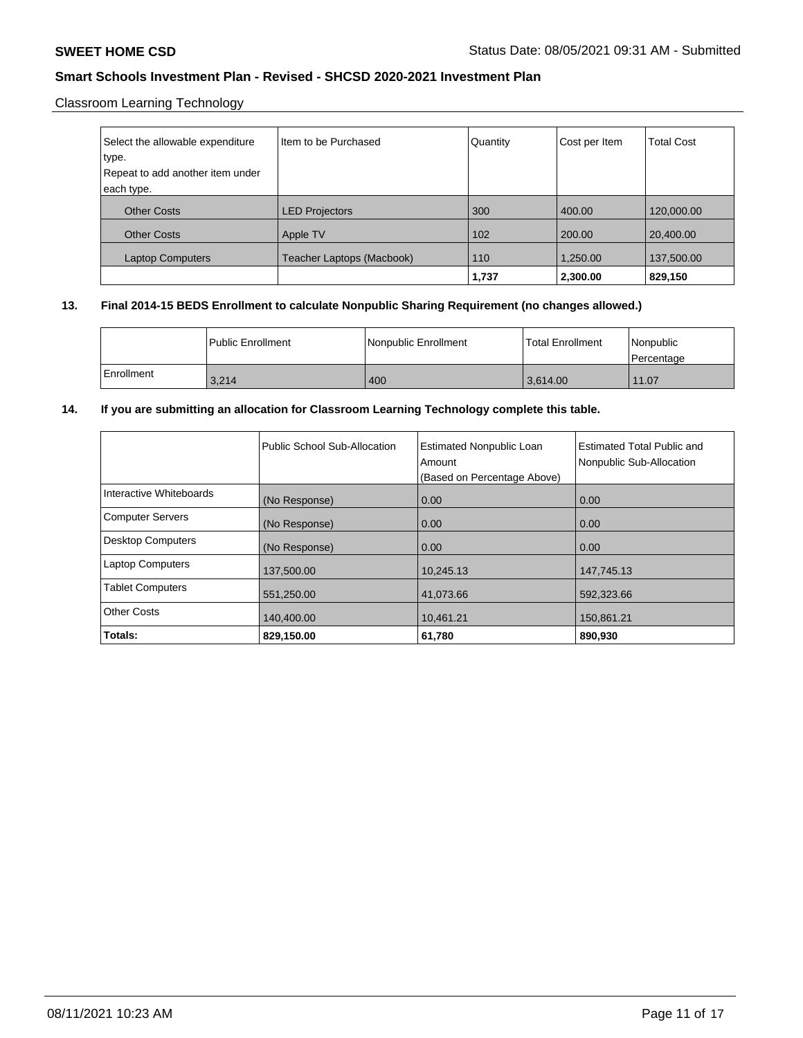**SWEET HOME CSD** Status Date: 08/05/2021 09:31 AM - Submitted

**Smart Schools Investment Plan - Revised - SHCSD 2020-2021 Investment Plan**

Classroom Learning Technology

| Select the allowable expenditure type. Repeat to add another item under each type. | Item to be Purchased | Quantity | Cost per Item | Total Cost |
|---|---|---|---|---|
| Other Costs | LED Projectors | 300 | 400.00 | 120,000.00 |
| Other Costs | Apple TV | 102 | 200.00 | 20,400.00 |
| Laptop Computers | Teacher Laptops (Macbook) | 110 | 1,250.00 | 137,500.00 |
| | | **1,737** | **2,300.00** | **829,150** |

**13. Final 2014-15 BEDS Enrollment to calculate Nonpublic Sharing Requirement (no changes allowed.)**

| | Public Enrollment | Nonpublic Enrollment | Total Enrollment | Nonpublic Percentage |
|---|---|---|---|---|
| Enrollment | 3,214 | 400 | 3,614.00 | 11.07 |

**14. If you are submitting an allocation for Classroom Learning Technology complete this table.**

| | Public School Sub-Allocation | Estimated Nonpublic Loan Amount (Based on Percentage Above) | Estimated Total Public and Nonpublic Sub-Allocation |
|---|---|---|---|
| Interactive Whiteboards | (No Response) | 0.00 | 0.00 |
| Computer Servers | (No Response) | 0.00 | 0.00 |
| Desktop Computers | (No Response) | 0.00 | 0.00 |
| Laptop Computers | 137,500.00 | 10,245.13 | 147,745.13 |
| Tablet Computers | 551,250.00 | 41,073.66 | 592,323.66 |
| Other Costs | 140,400.00 | 10,461.21 | 150,861.21 |
| **Totals:** | **829,150.00** | **61,780** | **890,930** |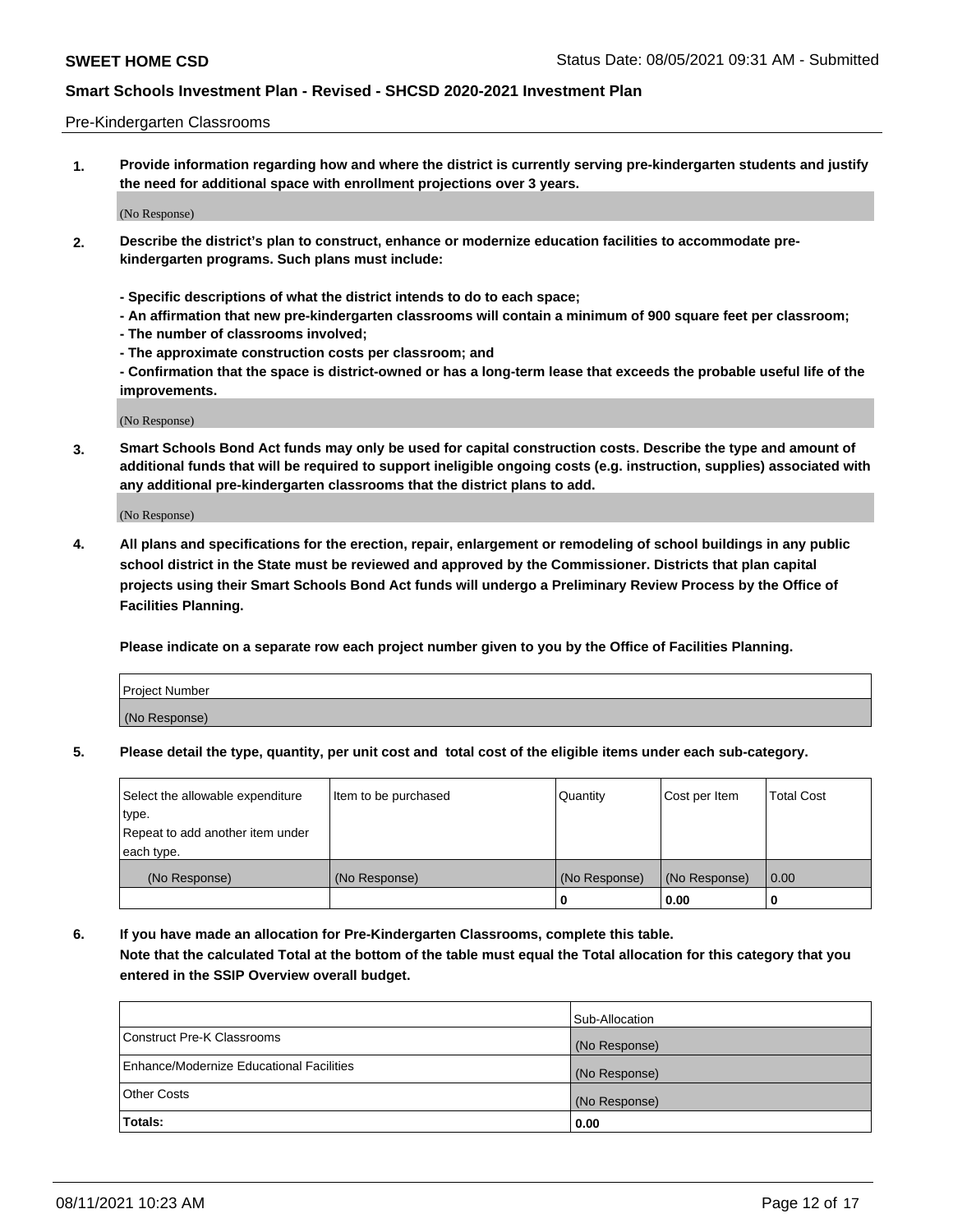Pre-Kindergarten Classrooms

**1. Provide information regarding how and where the district is currently serving pre-kindergarten students and justify the need for additional space with enrollment projections over 3 years.**

(No Response)

**2. Describe the district's plan to construct, enhance or modernize education facilities to accommodate pre-kindergarten programs. Such plans must include:**

**- Specific descriptions of what the district intends to do to each space;**
**- An affirmation that new pre-kindergarten classrooms will contain a minimum of 900 square feet per classroom;**
**- The number of classrooms involved;**
**- The approximate construction costs per classroom; and**
**- Confirmation that the space is district-owned or has a long-term lease that exceeds the probable useful life of the improvements.**

(No Response)

**3. Smart Schools Bond Act funds may only be used for capital construction costs. Describe the type and amount of additional funds that will be required to support ineligible ongoing costs (e.g. instruction, supplies) associated with any additional pre-kindergarten classrooms that the district plans to add.**

(No Response)

**4. All plans and specifications for the erection, repair, enlargement or remodeling of school buildings in any public school district in the State must be reviewed and approved by the Commissioner. Districts that plan capital projects using their Smart Schools Bond Act funds will undergo a Preliminary Review Process by the Office of Facilities Planning.**

**Please indicate on a separate row each project number given to you by the Office of Facilities Planning.**

| Project Number |
|---|
| (No Response) |

**5. Please detail the type, quantity, per unit cost and total cost of the eligible items under each sub-category.**

| Select the allowable expenditure type. Repeat to add another item under each type. | Item to be purchased | Quantity | Cost per Item | Total Cost |
|---|---|---|---|---|
| (No Response) | (No Response) | (No Response) | (No Response) | 0.00 |
| | | 0 | 0.00 | 0 |

**6. If you have made an allocation for Pre-Kindergarten Classrooms, complete this table.**
**Note that the calculated Total at the bottom of the table must equal the Total allocation for this category that you entered in the SSIP Overview overall budget.**

| | Sub-Allocation |
|---|---|
| Construct Pre-K Classrooms | (No Response) |
| Enhance/Modernize Educational Facilities | (No Response) |
| Other Costs | (No Response) |
| **Totals:** | **0.00** |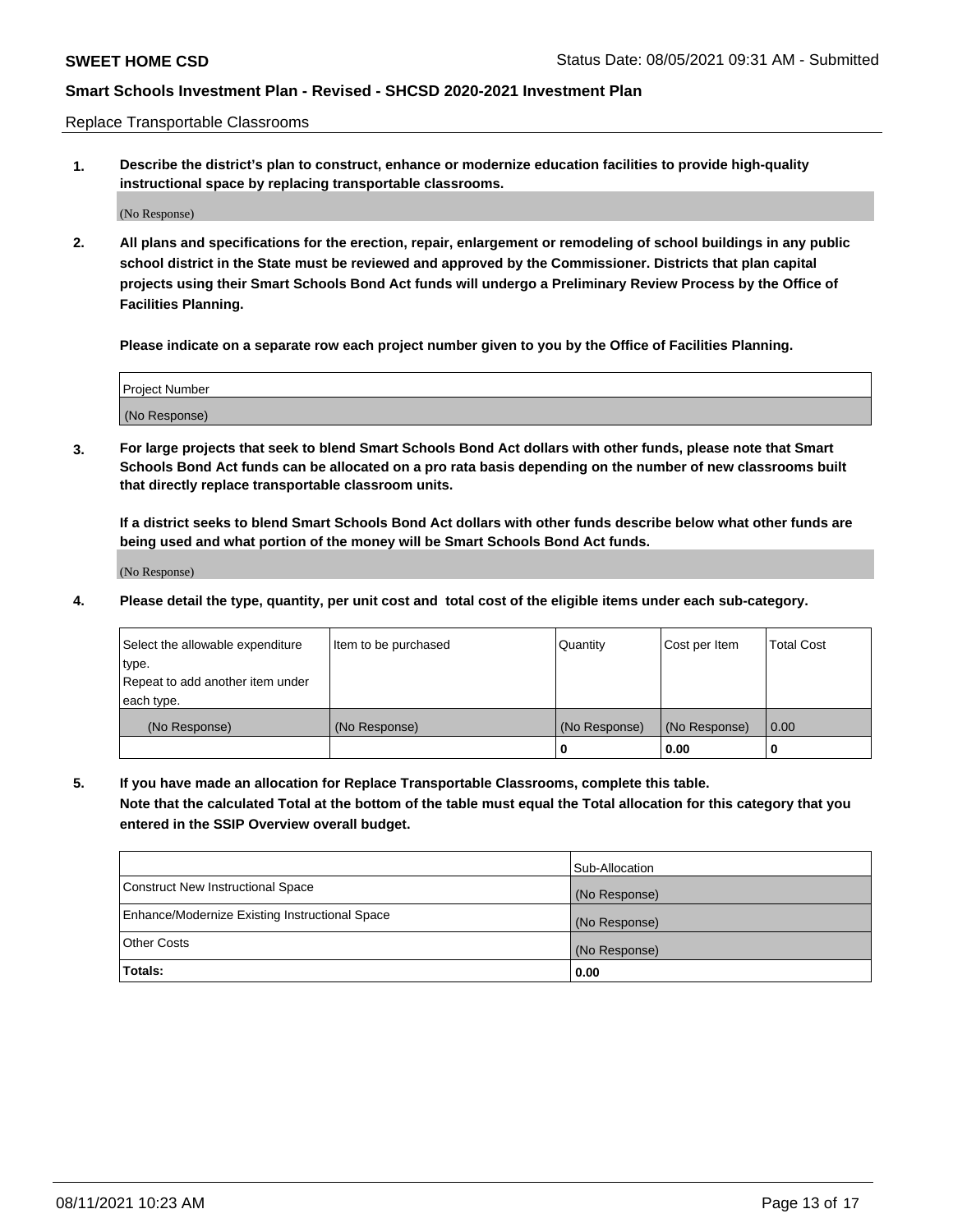Replace Transportable Classrooms

1. **Describe the district's plan to construct, enhance or modernize education facilities to provide high-quality instructional space by replacing transportable classrooms.**

(No Response)

2. **All plans and specifications for the erection, repair, enlargement or remodeling of school buildings in any public school district in the State must be reviewed and approved by the Commissioner. Districts that plan capital projects using their Smart Schools Bond Act funds will undergo a Preliminary Review Process by the Office of Facilities Planning.**

**Please indicate on a separate row each project number given to you by the Office of Facilities Planning.**

| Project Number |
| --- |
| (No Response) |

3. **For large projects that seek to blend Smart Schools Bond Act dollars with other funds, please note that Smart Schools Bond Act funds can be allocated on a pro rata basis depending on the number of new classrooms built that directly replace transportable classroom units.**

**If a district seeks to blend Smart Schools Bond Act dollars with other funds describe below what other funds are being used and what portion of the money will be Smart Schools Bond Act funds.**

(No Response)

4. **Please detail the type, quantity, per unit cost and total cost of the eligible items under each sub-category.**

| Select the allowable expenditure type. Repeat to add another item under each type. | Item to be purchased | Quantity | Cost per Item | Total Cost |
| --- | --- | --- | --- | --- |
| (No Response) | (No Response) | (No Response) | (No Response) | 0.00 |
| | | 0 | 0.00 | 0 |

5. **If you have made an allocation for Replace Transportable Classrooms, complete this table. Note that the calculated Total at the bottom of the table must equal the Total allocation for this category that you entered in the SSIP Overview overall budget.**

| | Sub-Allocation |
| --- | --- |
| Construct New Instructional Space | (No Response) |
| Enhance/Modernize Existing Instructional Space | (No Response) |
| Other Costs | (No Response) |
| **Totals:** | **0.00** |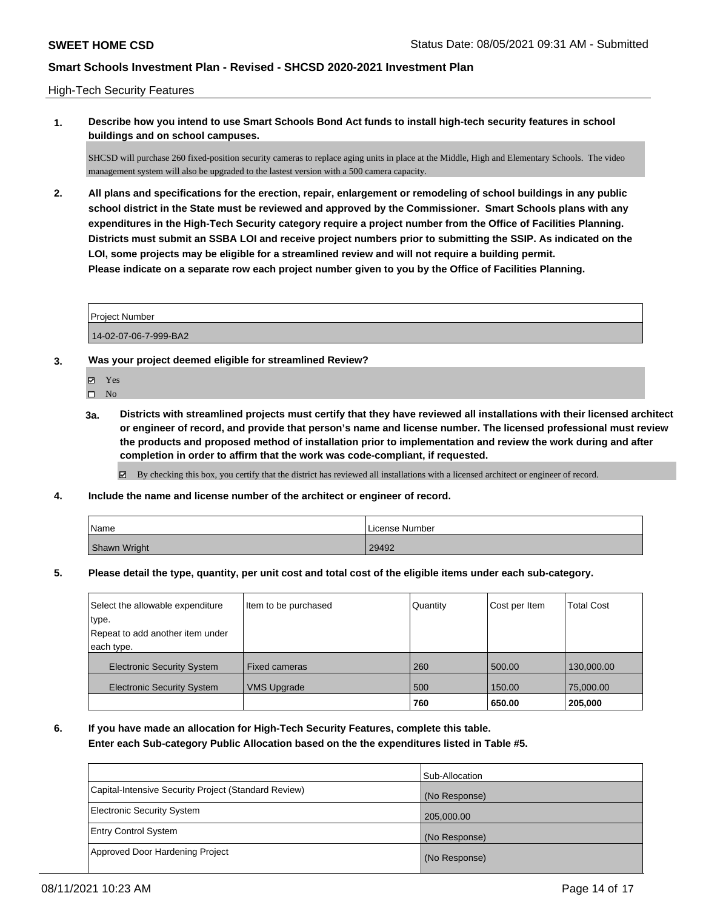## High-Tech Security Features

**1. Describe how you intend to use Smart Schools Bond Act funds to install high-tech security features in school buildings and on school campuses.**

SHCSD will purchase 260 fixed-position security cameras to replace aging units in place at the Middle, High and Elementary Schools. The video management system will also be upgraded to the lastest version with a 500 camera capacity.

**2. All plans and specifications for the erection, repair, enlargement or remodeling of school buildings in any public school district in the State must be reviewed and approved by the Commissioner. Smart Schools plans with any expenditures in the High-Tech Security category require a project number from the Office of Facilities Planning. Districts must submit an SSBA LOI and receive project numbers prior to submitting the SSIP. As indicated on the LOI, some projects may be eligible for a streamlined review and will not require a building permit.**
**Please indicate on a separate row each project number given to you by the Office of Facilities Planning.**

| Project Number |
|---|
| 14-02-07-06-7-999-BA2 |

**3. Was your project deemed eligible for streamlined Review?**

- ☑ Yes
- ☐ No

**3a. Districts with streamlined projects must certify that they have reviewed all installations with their licensed architect or engineer of record, and provide that person's name and license number. The licensed professional must review the products and proposed method of installation prior to implementation and review the work during and after completion in order to affirm that the work was code-compliant, if requested.**

☑ By checking this box, you certify that the district has reviewed all installations with a licensed architect or engineer of record.

**4. Include the name and license number of the architect or engineer of record.**

| Name | License Number |
|---|---|
| Shawn Wright | 29492 |

**5. Please detail the type, quantity, per unit cost and total cost of the eligible items under each sub-category.**

| Select the allowable expenditure type. Repeat to add another item under each type. | Item to be purchased | Quantity | Cost per Item | Total Cost |
|---|---|---|---|---|
| Electronic Security System | Fixed cameras | 260 | 500.00 | 130,000.00 |
| Electronic Security System | VMS Upgrade | 500 | 150.00 | 75,000.00 |
| | | **760** | **650.00** | **205,000** |

**6. If you have made an allocation for High-Tech Security Features, complete this table.**
**Enter each Sub-category Public Allocation based on the the expenditures listed in Table #5.**

| | Sub-Allocation |
|---|---|
| Capital-Intensive Security Project (Standard Review) | (No Response) |
| Electronic Security System | 205,000.00 |
| Entry Control System | (No Response) |
| Approved Door Hardening Project | (No Response) |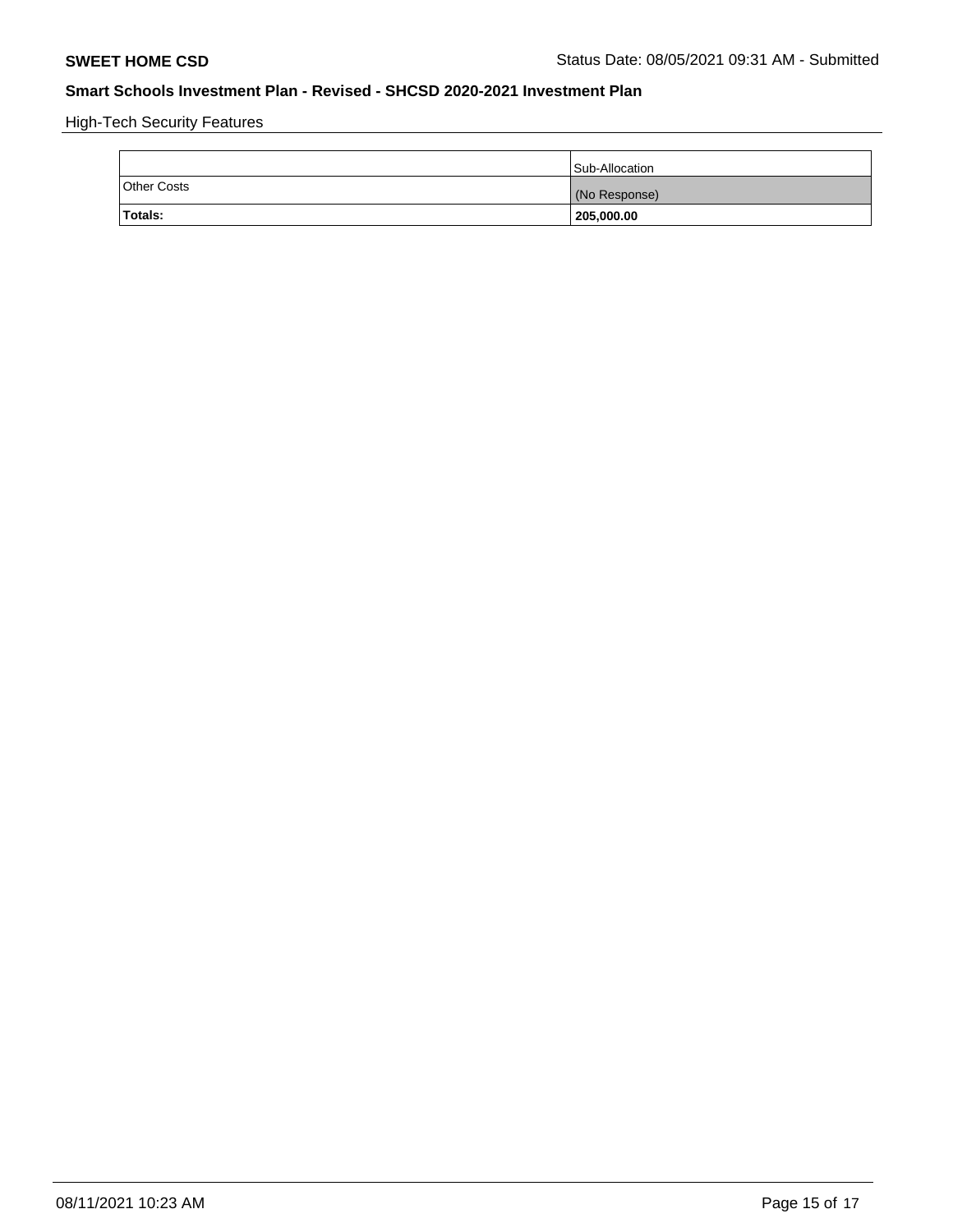High-Tech Security Features

| | Sub-Allocation |
|---|---|
| Other Costs | (No Response) |
| **Totals:** | **205,000.00** |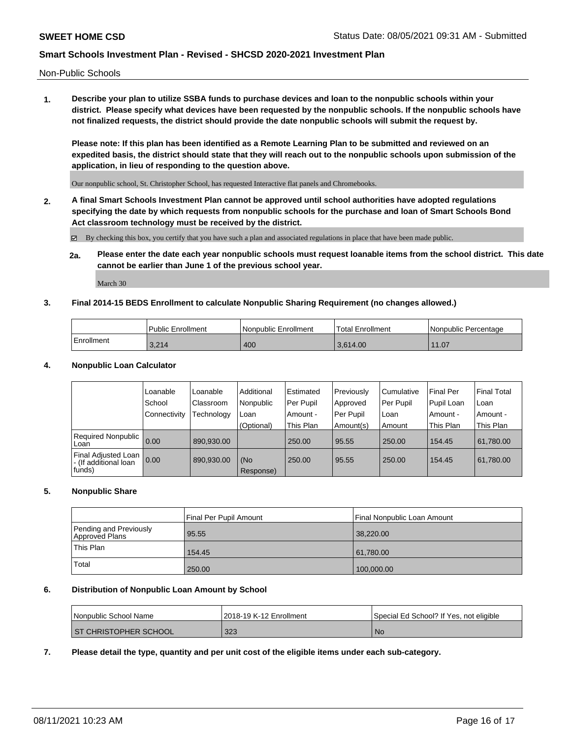Non-Public Schools

**1. Describe your plan to utilize SSBA funds to purchase devices and loan to the nonpublic schools within your district. Please specify what devices have been requested by the nonpublic schools. If the nonpublic schools have not finalized requests, the district should provide the date nonpublic schools will submit the request by.**

**Please note: If this plan has been identified as a Remote Learning Plan to be submitted and reviewed on an expedited basis, the district should state that they will reach out to the nonpublic schools upon submission of the application, in lieu of responding to the question above.**

Our nonpublic school, St. Christopher School, has requested Interactive flat panels and Chromebooks.

**2. A final Smart Schools Investment Plan cannot be approved until school authorities have adopted regulations specifying the date by which requests from nonpublic schools for the purchase and loan of Smart Schools Bond Act classroom technology must be received by the district.**

☑ By checking this box, you certify that you have such a plan and associated regulations in place that have been made public.

**2a. Please enter the date each year nonpublic schools must request loanable items from the school district. This date cannot be earlier than June 1 of the previous school year.**

March 30

**3. Final 2014-15 BEDS Enrollment to calculate Nonpublic Sharing Requirement (no changes allowed.)**

| | Public Enrollment | Nonpublic Enrollment | Total Enrollment | Nonpublic Percentage |
|---|---|---|---|---|
| Enrollment | 3,214 | 400 | 3,614.00 | 11.07 |

**4. Nonpublic Loan Calculator**

| | Loanable School Connectivity | Loanable Classroom Technology | Additional Nonpublic Loan (Optional) | Estimated Per Pupil Amount - This Plan | Previously Approved Per Pupil Amount(s) | Cumulative Per Pupil Loan Amount | Final Per Pupil Loan Amount - This Plan | Final Total Loan Amount - This Plan |
|---|---|---|---|---|---|---|---|---|
| Required Nonpublic Loan | 0.00 | 890,930.00 | | 250.00 | 95.55 | 250.00 | 154.45 | 61,780.00 |
| Final Adjusted Loan - (If additional loan funds) | 0.00 | 890,930.00 | (No Response) | 250.00 | 95.55 | 250.00 | 154.45 | 61,780.00 |

**5. Nonpublic Share**

| | Final Per Pupil Amount | Final Nonpublic Loan Amount |
|---|---|---|
| Pending and Previously Approved Plans | 95.55 | 38,220.00 |
| This Plan | 154.45 | 61,780.00 |
| Total | 250.00 | 100,000.00 |

**6. Distribution of Nonpublic Loan Amount by School**

| Nonpublic School Name | 2018-19 K-12 Enrollment | Special Ed School? If Yes, not eligible |
|---|---|---|
| ST CHRISTOPHER SCHOOL | 323 | No |

**7. Please detail the type, quantity and per unit cost of the eligible items under each sub-category.**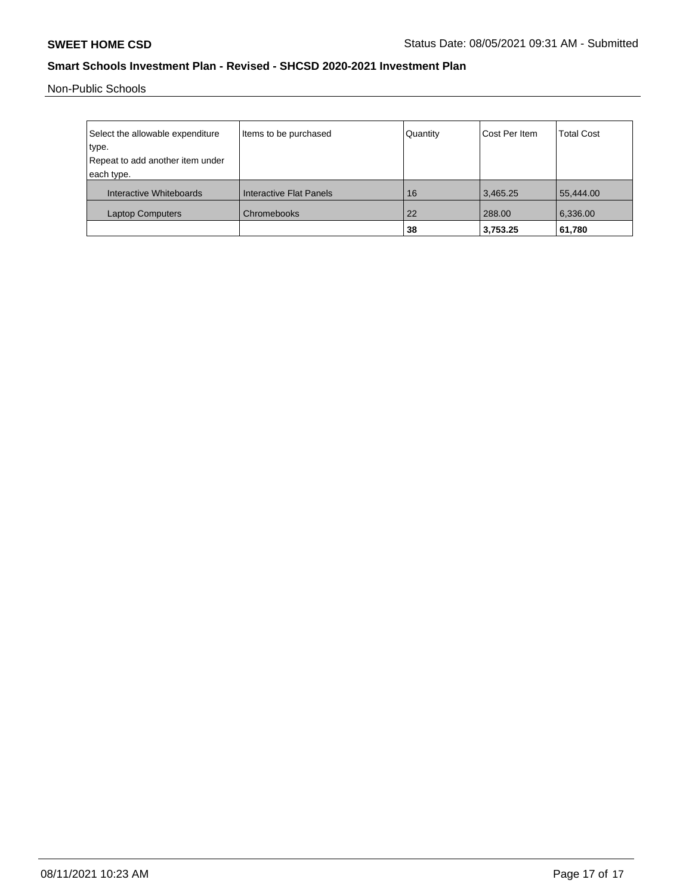Non-Public Schools

| Select the allowable expenditure type. Repeat to add another item under each type. | Items to be purchased | Quantity | Cost Per Item | Total Cost |
|---|---|---|---|---|
| Interactive Whiteboards | Interactive Flat Panels | 16 | 3,465.25 | 55,444.00 |
| Laptop Computers | Chromebooks | 22 | 288.00 | 6,336.00 |
| | | **38** | **3,753.25** | **61,780** |